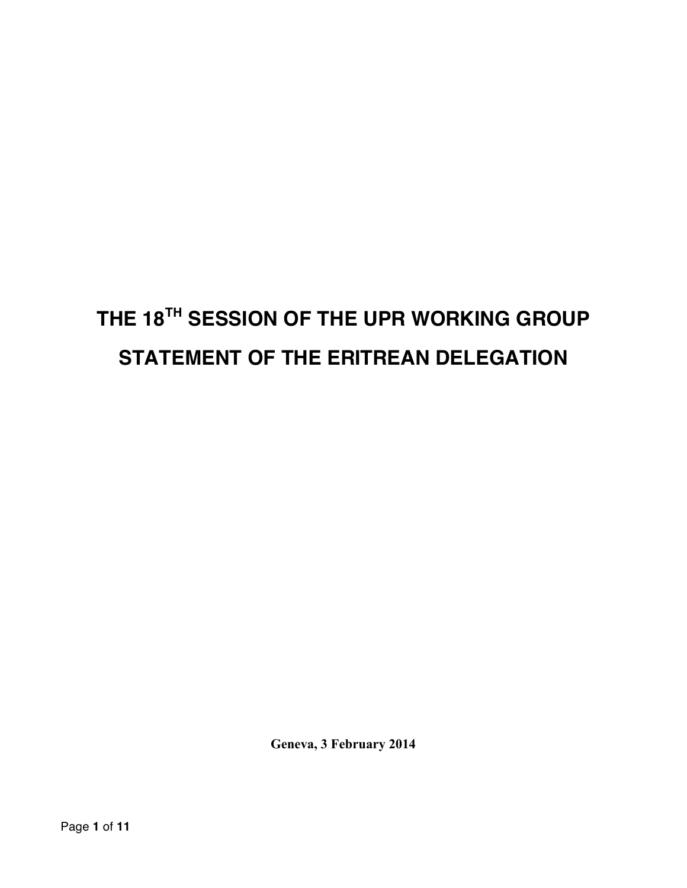# THE 18TH SESSION OF THE UPR WORKING GROUP

# STATEMENT OF THE ERITREAN DELEGATION

**Geneva, 3 February 2014**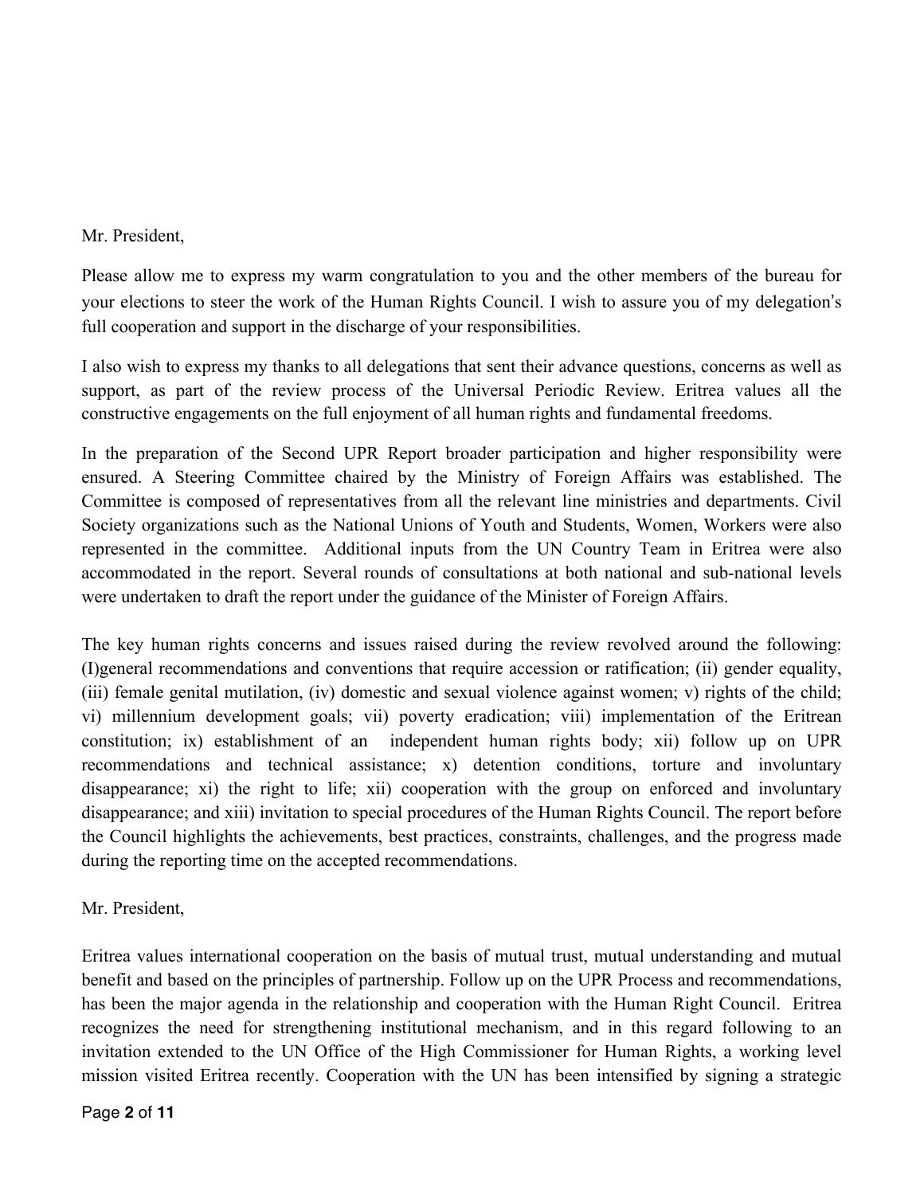Mr. President,

Please allow me to express my warm congratulation to you and the other members of the bureau for your elections to steer the work of the Human Rights Council. I wish to assure you of my delegation's full cooperation and support in the discharge of your responsibilities.

I also wish to express my thanks to all delegations that sent their advance questions, concerns as well as support, as part of the review process of the Universal Periodic Review. Eritrea values all the constructive engagements on the full enjoyment of all human rights and fundamental freedoms.

In the preparation of the Second UPR Report broader participation and higher responsibility were ensured. A Steering Committee chaired by the Ministry of Foreign Affairs was established. The Committee is composed of representatives from all the relevant line ministries and departments. Civil Society organizations such as the National Unions of Youth and Students, Women, Workers were also represented in the committee. Additional inputs from the UN Country Team in Eritrea were also accommodated in the report. Several rounds of consultations at both national and sub-national levels were undertaken to draft the report under the guidance of the Minister of Foreign Affairs.

The key human rights concerns and issues raised during the review revolved around the following: (I)general recommendations and conventions that require accession or ratification; (ii) gender equality, (iii) female genital mutilation, (iv) domestic and sexual violence against women; v) rights of the child; vi) millennium development goals; vii) poverty eradication; viii) implementation of the Eritrean constitution; ix) establishment of an independent human rights body; xii) follow up on UPR recommendations and technical assistance; x) detention conditions, torture and involuntary disappearance; xi) the right to life; xii) cooperation with the group on enforced and involuntary disappearance; and xiii) invitation to special procedures of the Human Rights Council. The report before the Council highlights the achievements, best practices, constraints, challenges, and the progress made during the reporting time on the accepted recommendations.

Mr. President,

Eritrea values international cooperation on the basis of mutual trust, mutual understanding and mutual benefit and based on the principles of partnership. Follow up on the UPR Process and recommendations, has been the major agenda in the relationship and cooperation with the Human Right Council. Eritrea recognizes the need for strengthening institutional mechanism, and in this regard following to an invitation extended to the UN Office of the High Commissioner for Human Rights, a working level mission visited Eritrea recently. Cooperation with the UN has been intensified by signing a strategic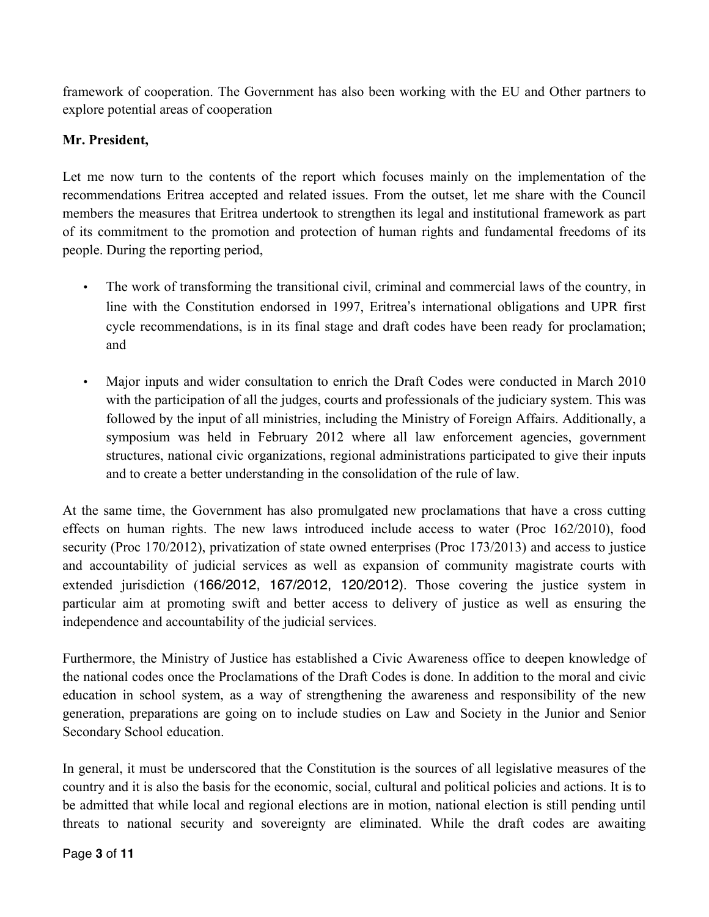framework of cooperation. The Government has also been working with the EU and Other partners to explore potential areas of cooperation

**Mr. President,**

Let me now turn to the contents of the report which focuses mainly on the implementation of the recommendations Eritrea accepted and related issues. From the outset, let me share with the Council members the measures that Eritrea undertook to strengthen its legal and institutional framework as part of its commitment to the promotion and protection of human rights and fundamental freedoms of its people. During the reporting period,

- The work of transforming the transitional civil, criminal and commercial laws of the country, in line with the Constitution endorsed in 1997, Eritrea's international obligations and UPR first cycle recommendations, is in its final stage and draft codes have been ready for proclamation; and

- Major inputs and wider consultation to enrich the Draft Codes were conducted in March 2010 with the participation of all the judges, courts and professionals of the judiciary system. This was followed by the input of all ministries, including the Ministry of Foreign Affairs. Additionally, a symposium was held in February 2012 where all law enforcement agencies, government structures, national civic organizations, regional administrations participated to give their inputs and to create a better understanding in the consolidation of the rule of law.

At the same time, the Government has also promulgated new proclamations that have a cross cutting effects on human rights. The new laws introduced include access to water (Proc 162/2010), food security (Proc 170/2012), privatization of state owned enterprises (Proc 173/2013) and access to justice and accountability of judicial services as well as expansion of community magistrate courts with extended jurisdiction (166/2012, 167/2012, 120/2012). Those covering the justice system in particular aim at promoting swift and better access to delivery of justice as well as ensuring the independence and accountability of the judicial services.

Furthermore, the Ministry of Justice has established a Civic Awareness office to deepen knowledge of the national codes once the Proclamations of the Draft Codes is done. In addition to the moral and civic education in school system, as a way of strengthening the awareness and responsibility of the new generation, preparations are going on to include studies on Law and Society in the Junior and Senior Secondary School education.

In general, it must be underscored that the Constitution is the sources of all legislative measures of the country and it is also the basis for the economic, social, cultural and political policies and actions. It is to be admitted that while local and regional elections are in motion, national election is still pending until threats to national security and sovereignty are eliminated. While the draft codes are awaiting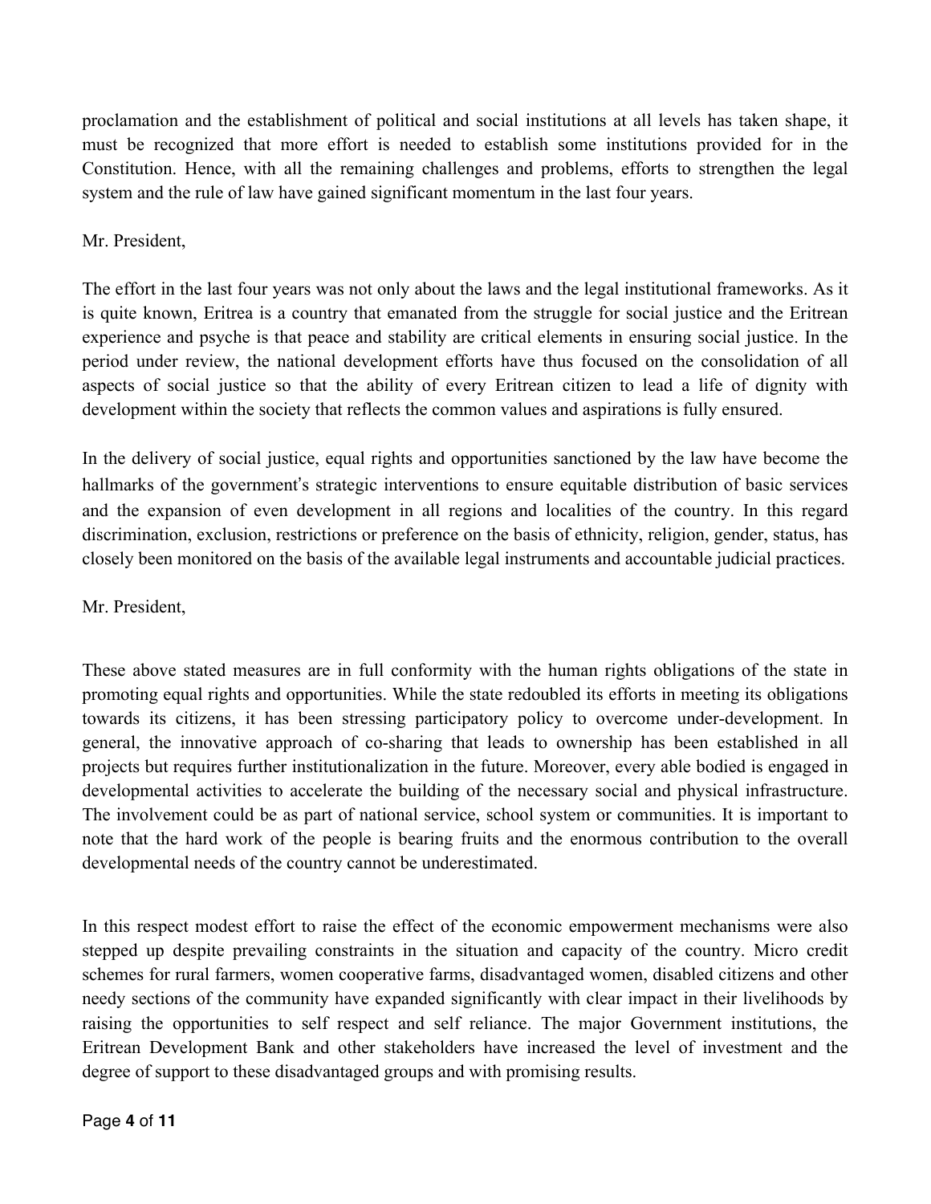proclamation and the establishment of political and social institutions at all levels has taken shape, it must be recognized that more effort is needed to establish some institutions provided for in the Constitution. Hence, with all the remaining challenges and problems, efforts to strengthen the legal system and the rule of law have gained significant momentum in the last four years.

Mr. President,

The effort in the last four years was not only about the laws and the legal institutional frameworks. As it is quite known, Eritrea is a country that emanated from the struggle for social justice and the Eritrean experience and psyche is that peace and stability are critical elements in ensuring social justice. In the period under review, the national development efforts have thus focused on the consolidation of all aspects of social justice so that the ability of every Eritrean citizen to lead a life of dignity with development within the society that reflects the common values and aspirations is fully ensured.

In the delivery of social justice, equal rights and opportunities sanctioned by the law have become the hallmarks of the government's strategic interventions to ensure equitable distribution of basic services and the expansion of even development in all regions and localities of the country. In this regard discrimination, exclusion, restrictions or preference on the basis of ethnicity, religion, gender, status, has closely been monitored on the basis of the available legal instruments and accountable judicial practices.

Mr. President,

These above stated measures are in full conformity with the human rights obligations of the state in promoting equal rights and opportunities. While the state redoubled its efforts in meeting its obligations towards its citizens, it has been stressing participatory policy to overcome under-development. In general, the innovative approach of co-sharing that leads to ownership has been established in all projects but requires further institutionalization in the future. Moreover, every able bodied is engaged in developmental activities to accelerate the building of the necessary social and physical infrastructure. The involvement could be as part of national service, school system or communities. It is important to note that the hard work of the people is bearing fruits and the enormous contribution to the overall developmental needs of the country cannot be underestimated.

In this respect modest effort to raise the effect of the economic empowerment mechanisms were also stepped up despite prevailing constraints in the situation and capacity of the country. Micro credit schemes for rural farmers, women cooperative farms, disadvantaged women, disabled citizens and other needy sections of the community have expanded significantly with clear impact in their livelihoods by raising the opportunities to self respect and self reliance. The major Government institutions, the Eritrean Development Bank and other stakeholders have increased the level of investment and the degree of support to these disadvantaged groups and with promising results.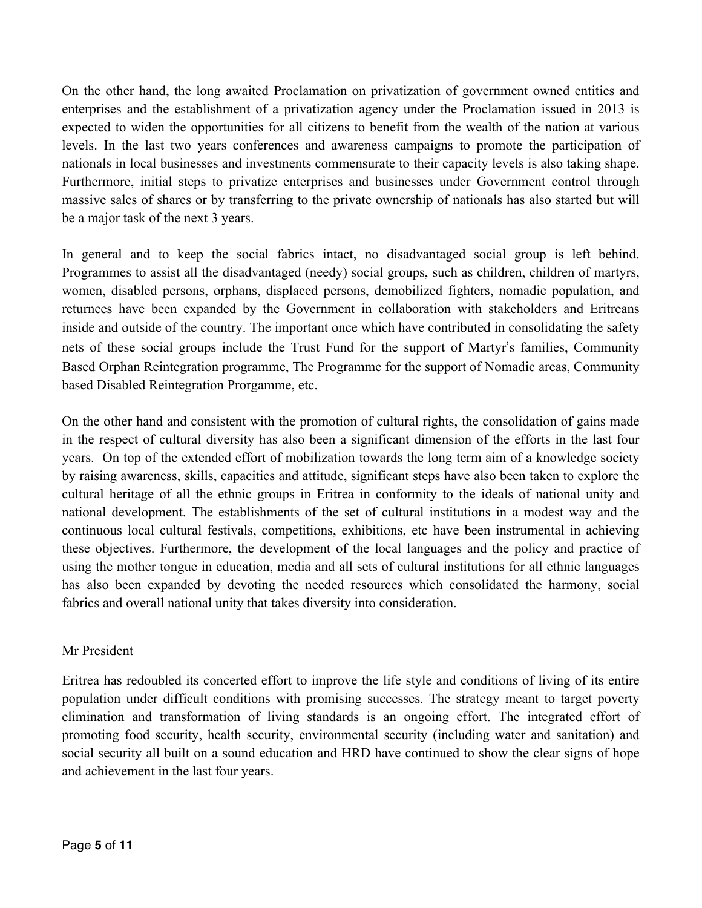On the other hand, the long awaited Proclamation on privatization of government owned entities and enterprises and the establishment of a privatization agency under the Proclamation issued in 2013 is expected to widen the opportunities for all citizens to benefit from the wealth of the nation at various levels. In the last two years conferences and awareness campaigns to promote the participation of nationals in local businesses and investments commensurate to their capacity levels is also taking shape. Furthermore, initial steps to privatize enterprises and businesses under Government control through massive sales of shares or by transferring to the private ownership of nationals has also started but will be a major task of the next 3 years.

In general and to keep the social fabrics intact, no disadvantaged social group is left behind. Programmes to assist all the disadvantaged (needy) social groups, such as children, children of martyrs, women, disabled persons, orphans, displaced persons, demobilized fighters, nomadic population, and returnees have been expanded by the Government in collaboration with stakeholders and Eritreans inside and outside of the country. The important once which have contributed in consolidating the safety nets of these social groups include the Trust Fund for the support of Martyr's families, Community Based Orphan Reintegration programme, The Programme for the support of Nomadic areas, Community based Disabled Reintegration Prorgamme, etc.

On the other hand and consistent with the promotion of cultural rights, the consolidation of gains made in the respect of cultural diversity has also been a significant dimension of the efforts in the last four years. On top of the extended effort of mobilization towards the long term aim of a knowledge society by raising awareness, skills, capacities and attitude, significant steps have also been taken to explore the cultural heritage of all the ethnic groups in Eritrea in conformity to the ideals of national unity and national development. The establishments of the set of cultural institutions in a modest way and the continuous local cultural festivals, competitions, exhibitions, etc have been instrumental in achieving these objectives. Furthermore, the development of the local languages and the policy and practice of using the mother tongue in education, media and all sets of cultural institutions for all ethnic languages has also been expanded by devoting the needed resources which consolidated the harmony, social fabrics and overall national unity that takes diversity into consideration.

Mr President

Eritrea has redoubled its concerted effort to improve the life style and conditions of living of its entire population under difficult conditions with promising successes. The strategy meant to target poverty elimination and transformation of living standards is an ongoing effort. The integrated effort of promoting food security, health security, environmental security (including water and sanitation) and social security all built on a sound education and HRD have continued to show the clear signs of hope and achievement in the last four years.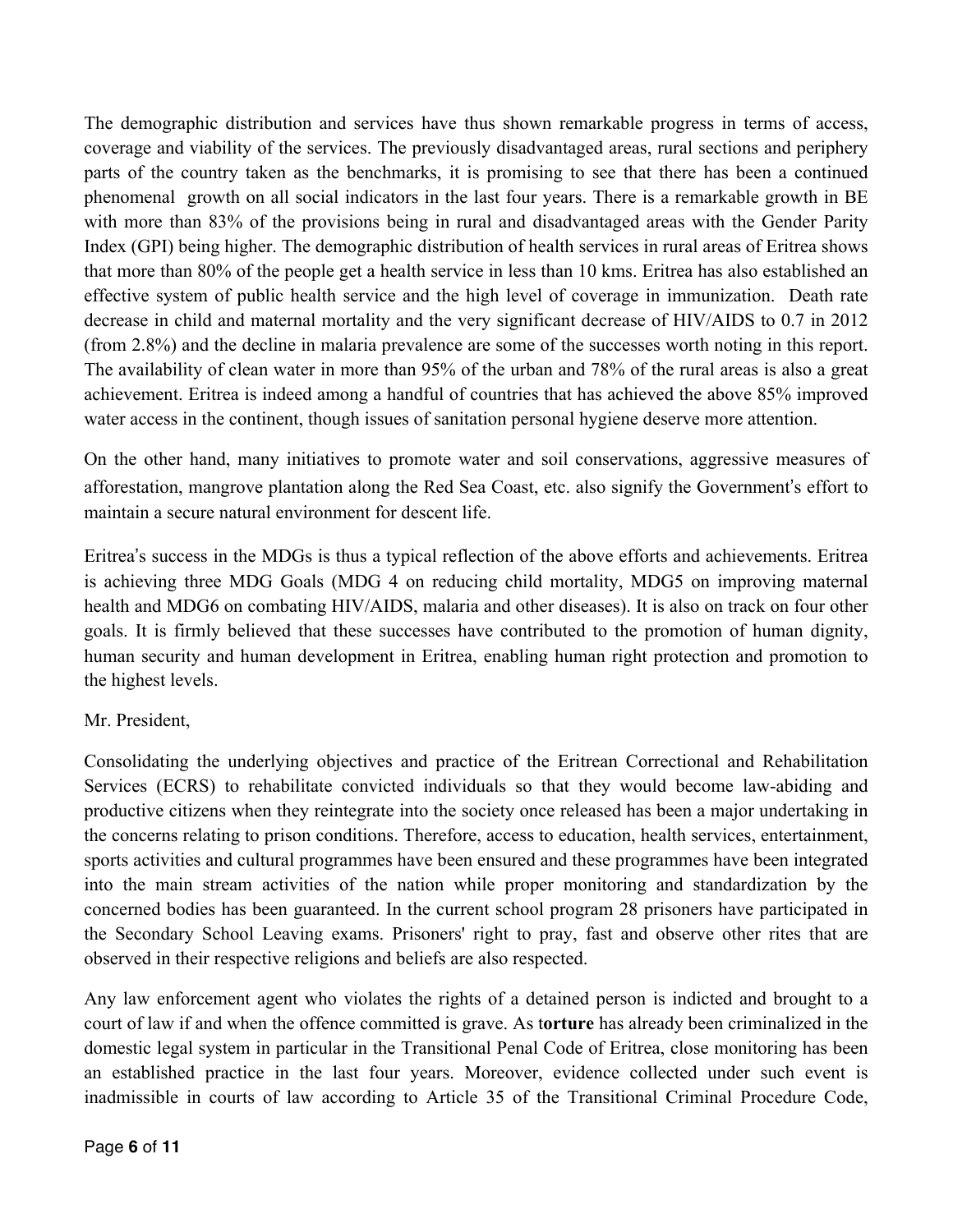The demographic distribution and services have thus shown remarkable progress in terms of access, coverage and viability of the services. The previously disadvantaged areas, rural sections and periphery parts of the country taken as the benchmarks, it is promising to see that there has been a continued phenomenal growth on all social indicators in the last four years. There is a remarkable growth in BE with more than 83% of the provisions being in rural and disadvantaged areas with the Gender Parity Index (GPI) being higher. The demographic distribution of health services in rural areas of Eritrea shows that more than 80% of the people get a health service in less than 10 kms. Eritrea has also established an effective system of public health service and the high level of coverage in immunization. Death rate decrease in child and maternal mortality and the very significant decrease of HIV/AIDS to 0.7 in 2012 (from 2.8%) and the decline in malaria prevalence are some of the successes worth noting in this report. The availability of clean water in more than 95% of the urban and 78% of the rural areas is also a great achievement. Eritrea is indeed among a handful of countries that has achieved the above 85% improved water access in the continent, though issues of sanitation personal hygiene deserve more attention.

On the other hand, many initiatives to promote water and soil conservations, aggressive measures of afforestation, mangrove plantation along the Red Sea Coast, etc. also signify the Government's effort to maintain a secure natural environment for descent life.

Eritrea's success in the MDGs is thus a typical reflection of the above efforts and achievements. Eritrea is achieving three MDG Goals (MDG 4 on reducing child mortality, MDG5 on improving maternal health and MDG6 on combating HIV/AIDS, malaria and other diseases). It is also on track on four other goals. It is firmly believed that these successes have contributed to the promotion of human dignity, human security and human development in Eritrea, enabling human right protection and promotion to the highest levels.

Mr. President,

Consolidating the underlying objectives and practice of the Eritrean Correctional and Rehabilitation Services (ECRS) to rehabilitate convicted individuals so that they would become law-abiding and productive citizens when they reintegrate into the society once released has been a major undertaking in the concerns relating to prison conditions. Therefore, access to education, health services, entertainment, sports activities and cultural programmes have been ensured and these programmes have been integrated into the main stream activities of the nation while proper monitoring and standardization by the concerned bodies has been guaranteed. In the current school program 28 prisoners have participated in the Secondary School Leaving exams. Prisoners' right to pray, fast and observe other rites that are observed in their respective religions and beliefs are also respected.

Any law enforcement agent who violates the rights of a detained person is indicted and brought to a court of law if and when the offence committed is grave. As t**orture** has already been criminalized in the domestic legal system in particular in the Transitional Penal Code of Eritrea, close monitoring has been an established practice in the last four years. Moreover, evidence collected under such event is inadmissible in courts of law according to Article 35 of the Transitional Criminal Procedure Code,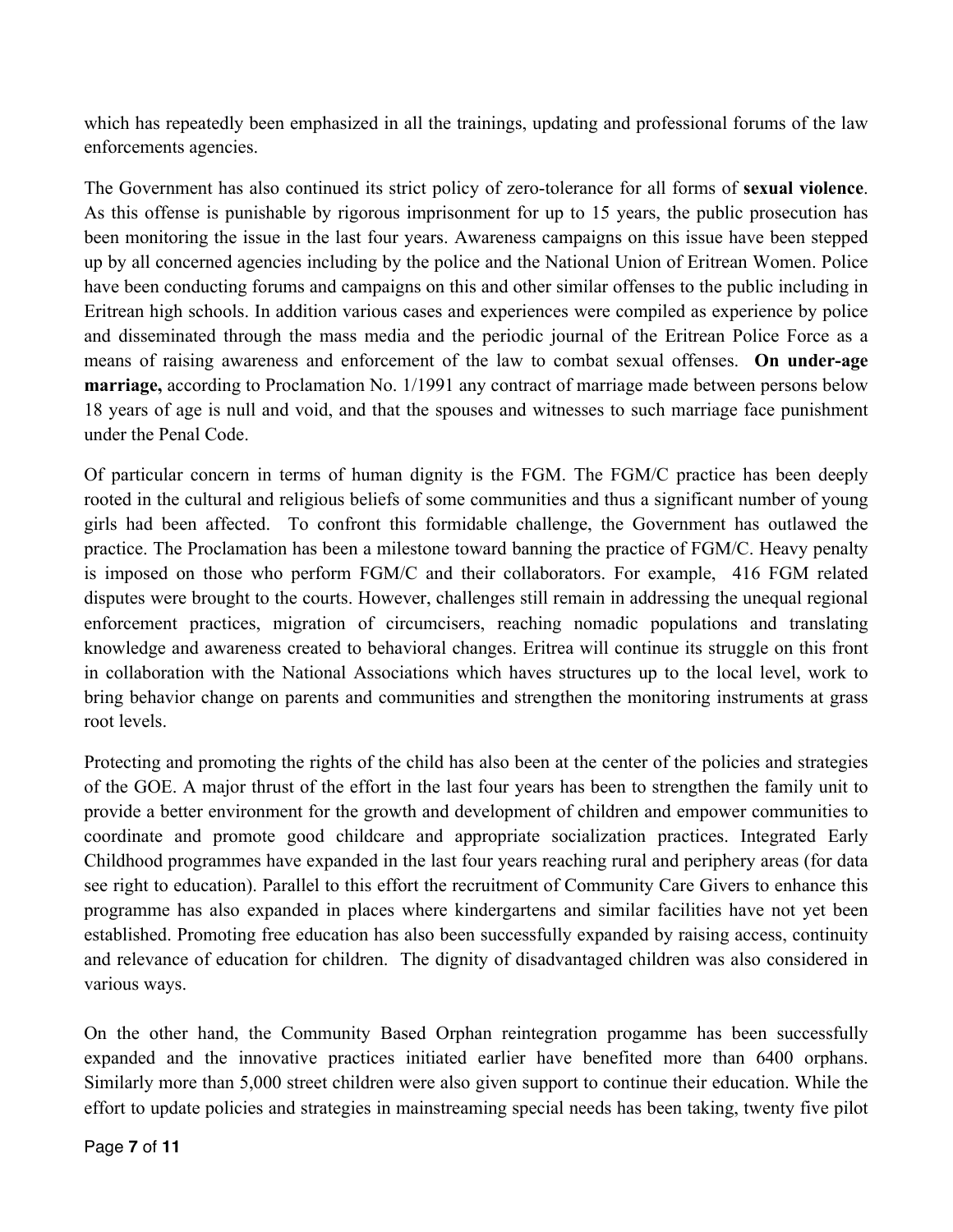which has repeatedly been emphasized in all the trainings, updating and professional forums of the law enforcements agencies.

The Government has also continued its strict policy of zero-tolerance for all forms of **sexual violence**. As this offense is punishable by rigorous imprisonment for up to 15 years, the public prosecution has been monitoring the issue in the last four years. Awareness campaigns on this issue have been stepped up by all concerned agencies including by the police and the National Union of Eritrean Women. Police have been conducting forums and campaigns on this and other similar offenses to the public including in Eritrean high schools. In addition various cases and experiences were compiled as experience by police and disseminated through the mass media and the periodic journal of the Eritrean Police Force as a means of raising awareness and enforcement of the law to combat sexual offenses. **On under-age marriage,** according to Proclamation No. 1/1991 any contract of marriage made between persons below 18 years of age is null and void, and that the spouses and witnesses to such marriage face punishment under the Penal Code.

Of particular concern in terms of human dignity is the FGM. The FGM/C practice has been deeply rooted in the cultural and religious beliefs of some communities and thus a significant number of young girls had been affected. To confront this formidable challenge, the Government has outlawed the practice. The Proclamation has been a milestone toward banning the practice of FGM/C. Heavy penalty is imposed on those who perform FGM/C and their collaborators. For example, 416 FGM related disputes were brought to the courts. However, challenges still remain in addressing the unequal regional enforcement practices, migration of circumcisers, reaching nomadic populations and translating knowledge and awareness created to behavioral changes. Eritrea will continue its struggle on this front in collaboration with the National Associations which haves structures up to the local level, work to bring behavior change on parents and communities and strengthen the monitoring instruments at grass root levels.

Protecting and promoting the rights of the child has also been at the center of the policies and strategies of the GOE. A major thrust of the effort in the last four years has been to strengthen the family unit to provide a better environment for the growth and development of children and empower communities to coordinate and promote good childcare and appropriate socialization practices. Integrated Early Childhood programmes have expanded in the last four years reaching rural and periphery areas (for data see right to education). Parallel to this effort the recruitment of Community Care Givers to enhance this programme has also expanded in places where kindergartens and similar facilities have not yet been established. Promoting free education has also been successfully expanded by raising access, continuity and relevance of education for children. The dignity of disadvantaged children was also considered in various ways.

On the other hand, the Community Based Orphan reintegration progamme has been successfully expanded and the innovative practices initiated earlier have benefited more than 6400 orphans. Similarly more than 5,000 street children were also given support to continue their education. While the effort to update policies and strategies in mainstreaming special needs has been taking, twenty five pilot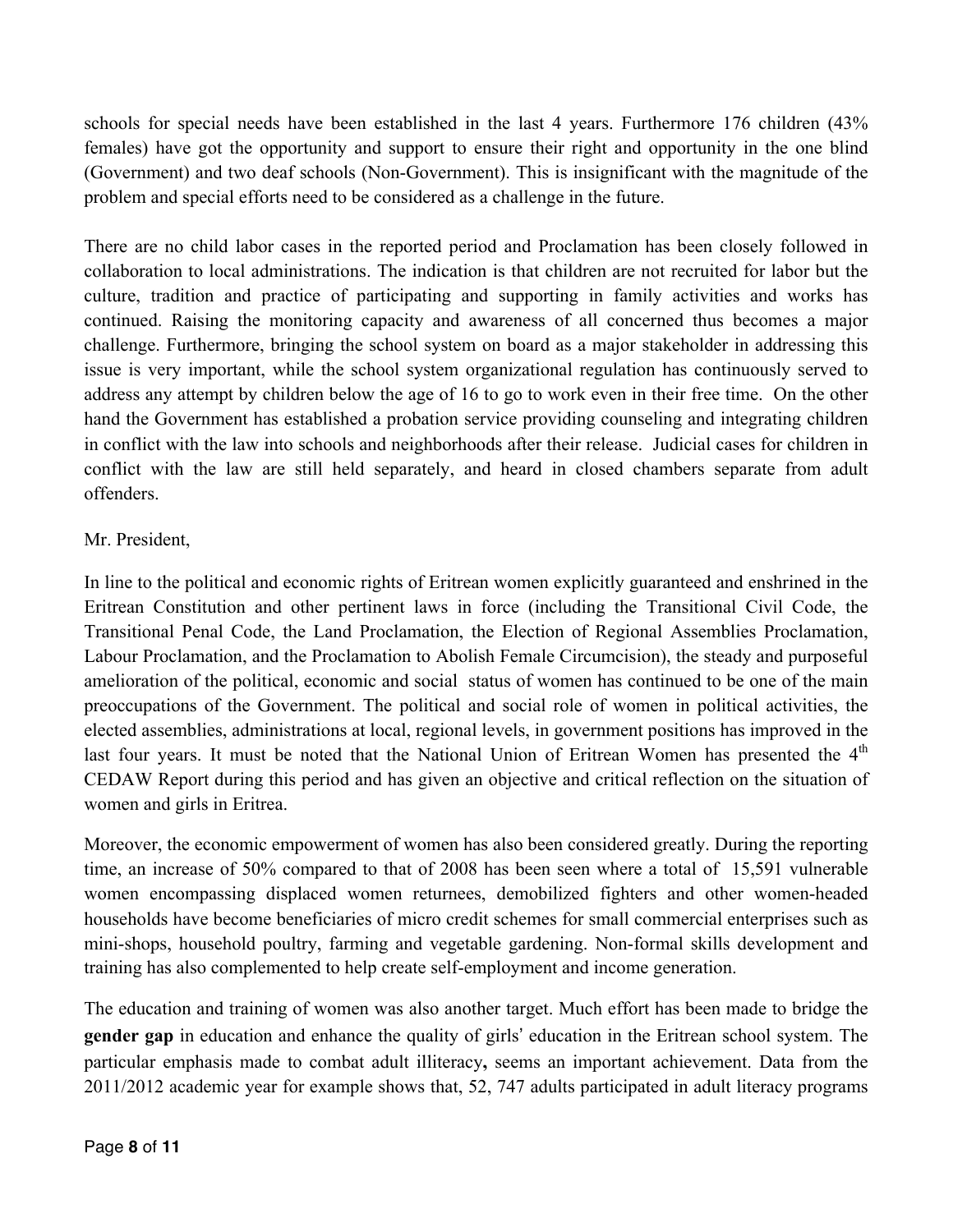schools for special needs have been established in the last 4 years. Furthermore 176 children (43% females) have got the opportunity and support to ensure their right and opportunity in the one blind (Government) and two deaf schools (Non-Government). This is insignificant with the magnitude of the problem and special efforts need to be considered as a challenge in the future.

There are no child labor cases in the reported period and Proclamation has been closely followed in collaboration to local administrations. The indication is that children are not recruited for labor but the culture, tradition and practice of participating and supporting in family activities and works has continued. Raising the monitoring capacity and awareness of all concerned thus becomes a major challenge. Furthermore, bringing the school system on board as a major stakeholder in addressing this issue is very important, while the school system organizational regulation has continuously served to address any attempt by children below the age of 16 to go to work even in their free time. On the other hand the Government has established a probation service providing counseling and integrating children in conflict with the law into schools and neighborhoods after their release. Judicial cases for children in conflict with the law are still held separately, and heard in closed chambers separate from adult offenders.

Mr. President,

In line to the political and economic rights of Eritrean women explicitly guaranteed and enshrined in the Eritrean Constitution and other pertinent laws in force (including the Transitional Civil Code, the Transitional Penal Code, the Land Proclamation, the Election of Regional Assemblies Proclamation, Labour Proclamation, and the Proclamation to Abolish Female Circumcision), the steady and purposeful amelioration of the political, economic and social status of women has continued to be one of the main preoccupations of the Government. The political and social role of women in political activities, the elected assemblies, administrations at local, regional levels, in government positions has improved in the last four years. It must be noted that the National Union of Eritrean Women has presented the 4th CEDAW Report during this period and has given an objective and critical reflection on the situation of women and girls in Eritrea.

Moreover, the economic empowerment of women has also been considered greatly. During the reporting time, an increase of 50% compared to that of 2008 has been seen where a total of 15,591 vulnerable women encompassing displaced women returnees, demobilized fighters and other women-headed households have become beneficiaries of micro credit schemes for small commercial enterprises such as mini-shops, household poultry, farming and vegetable gardening. Non-formal skills development and training has also complemented to help create self-employment and income generation.

The education and training of women was also another target. Much effort has been made to bridge the **gender gap** in education and enhance the quality of girls' education in the Eritrean school system. The particular emphasis made to combat adult illiteracy**,** seems an important achievement. Data from the 2011/2012 academic year for example shows that, 52, 747 adults participated in adult literacy programs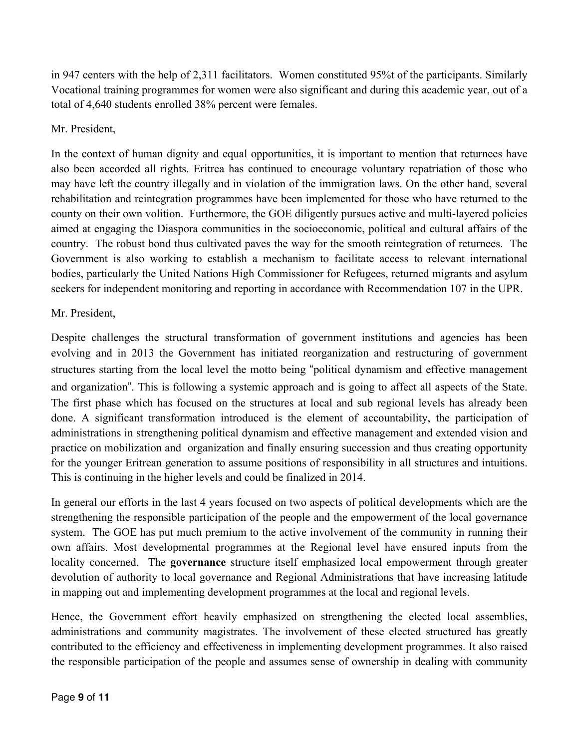in 947 centers with the help of 2,311 facilitators. Women constituted 95%t of the participants. Similarly Vocational training programmes for women were also significant and during this academic year, out of a total of 4,640 students enrolled 38% percent were females.

Mr. President,

In the context of human dignity and equal opportunities, it is important to mention that returnees have also been accorded all rights. Eritrea has continued to encourage voluntary repatriation of those who may have left the country illegally and in violation of the immigration laws. On the other hand, several rehabilitation and reintegration programmes have been implemented for those who have returned to the county on their own volition. Furthermore, the GOE diligently pursues active and multi-layered policies aimed at engaging the Diaspora communities in the socioeconomic, political and cultural affairs of the country. The robust bond thus cultivated paves the way for the smooth reintegration of returnees. The Government is also working to establish a mechanism to facilitate access to relevant international bodies, particularly the United Nations High Commissioner for Refugees, returned migrants and asylum seekers for independent monitoring and reporting in accordance with Recommendation 107 in the UPR.

Mr. President,

Despite challenges the structural transformation of government institutions and agencies has been evolving and in 2013 the Government has initiated reorganization and restructuring of government structures starting from the local level the motto being "political dynamism and effective management and organization". This is following a systemic approach and is going to affect all aspects of the State. The first phase which has focused on the structures at local and sub regional levels has already been done. A significant transformation introduced is the element of accountability, the participation of administrations in strengthening political dynamism and effective management and extended vision and practice on mobilization and organization and finally ensuring succession and thus creating opportunity for the younger Eritrean generation to assume positions of responsibility in all structures and intuitions. This is continuing in the higher levels and could be finalized in 2014.

In general our efforts in the last 4 years focused on two aspects of political developments which are the strengthening the responsible participation of the people and the empowerment of the local governance system. The GOE has put much premium to the active involvement of the community in running their own affairs. Most developmental programmes at the Regional level have ensured inputs from the locality concerned. The **governance** structure itself emphasized local empowerment through greater devolution of authority to local governance and Regional Administrations that have increasing latitude in mapping out and implementing development programmes at the local and regional levels.

Hence, the Government effort heavily emphasized on strengthening the elected local assemblies, administrations and community magistrates. The involvement of these elected structured has greatly contributed to the efficiency and effectiveness in implementing development programmes. It also raised the responsible participation of the people and assumes sense of ownership in dealing with community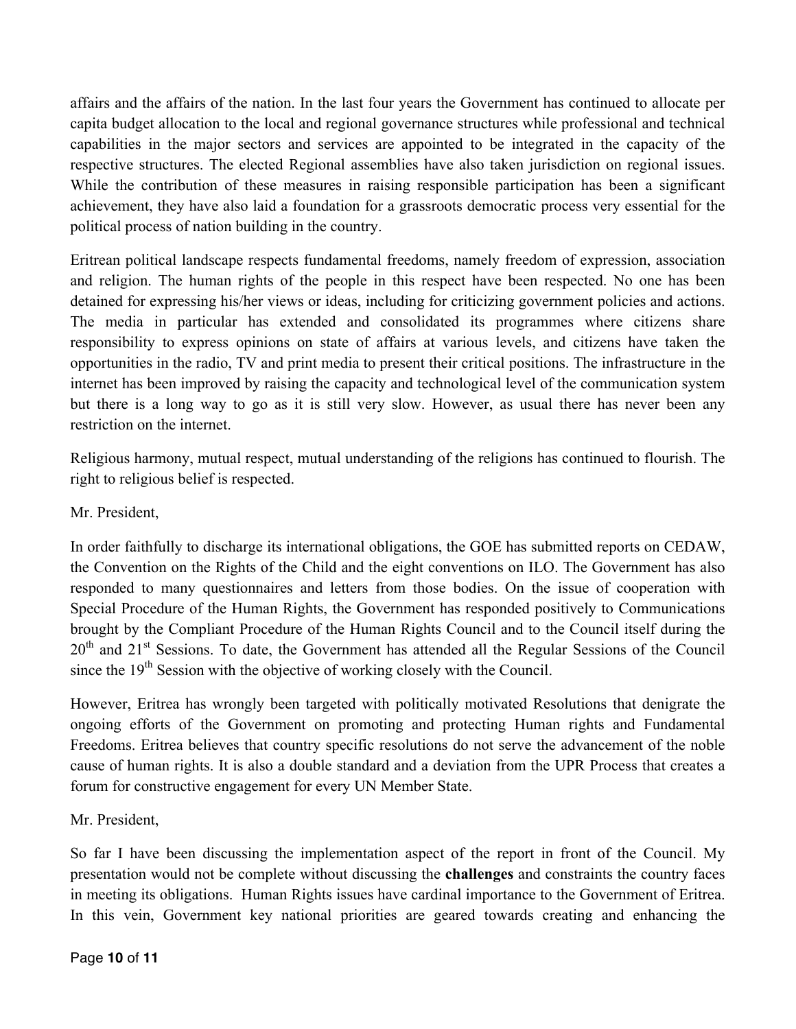affairs and the affairs of the nation. In the last four years the Government has continued to allocate per capita budget allocation to the local and regional governance structures while professional and technical capabilities in the major sectors and services are appointed to be integrated in the capacity of the respective structures. The elected Regional assemblies have also taken jurisdiction on regional issues. While the contribution of these measures in raising responsible participation has been a significant achievement, they have also laid a foundation for a grassroots democratic process very essential for the political process of nation building in the country.

Eritrean political landscape respects fundamental freedoms, namely freedom of expression, association and religion. The human rights of the people in this respect have been respected. No one has been detained for expressing his/her views or ideas, including for criticizing government policies and actions. The media in particular has extended and consolidated its programmes where citizens share responsibility to express opinions on state of affairs at various levels, and citizens have taken the opportunities in the radio, TV and print media to present their critical positions. The infrastructure in the internet has been improved by raising the capacity and technological level of the communication system but there is a long way to go as it is still very slow. However, as usual there has never been any restriction on the internet.

Religious harmony, mutual respect, mutual understanding of the religions has continued to flourish. The right to religious belief is respected.

Mr. President,

In order faithfully to discharge its international obligations, the GOE has submitted reports on CEDAW, the Convention on the Rights of the Child and the eight conventions on ILO. The Government has also responded to many questionnaires and letters from those bodies. On the issue of cooperation with Special Procedure of the Human Rights, the Government has responded positively to Communications brought by the Compliant Procedure of the Human Rights Council and to the Council itself during the 20th and 21st Sessions. To date, the Government has attended all the Regular Sessions of the Council since the 19th Session with the objective of working closely with the Council.

However, Eritrea has wrongly been targeted with politically motivated Resolutions that denigrate the ongoing efforts of the Government on promoting and protecting Human rights and Fundamental Freedoms. Eritrea believes that country specific resolutions do not serve the advancement of the noble cause of human rights. It is also a double standard and a deviation from the UPR Process that creates a forum for constructive engagement for every UN Member State.

Mr. President,

So far I have been discussing the implementation aspect of the report in front of the Council. My presentation would not be complete without discussing the **challenges** and constraints the country faces in meeting its obligations. Human Rights issues have cardinal importance to the Government of Eritrea. In this vein, Government key national priorities are geared towards creating and enhancing the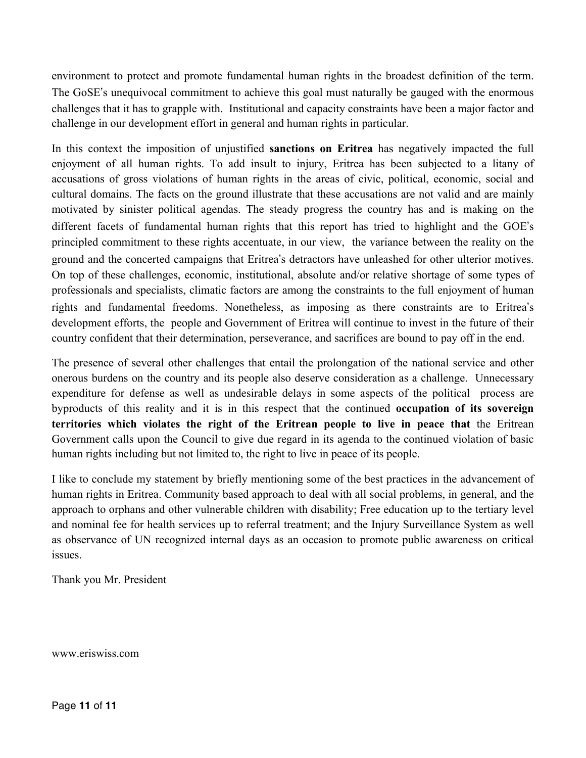environment to protect and promote fundamental human rights in the broadest definition of the term. The GoSE's unequivocal commitment to achieve this goal must naturally be gauged with the enormous challenges that it has to grapple with. Institutional and capacity constraints have been a major factor and challenge in our development effort in general and human rights in particular.

In this context the imposition of unjustified **sanctions on Eritrea** has negatively impacted the full enjoyment of all human rights. To add insult to injury, Eritrea has been subjected to a litany of accusations of gross violations of human rights in the areas of civic, political, economic, social and cultural domains. The facts on the ground illustrate that these accusations are not valid and are mainly motivated by sinister political agendas. The steady progress the country has and is making on the different facets of fundamental human rights that this report has tried to highlight and the GOE's principled commitment to these rights accentuate, in our view, the variance between the reality on the ground and the concerted campaigns that Eritrea's detractors have unleashed for other ulterior motives. On top of these challenges, economic, institutional, absolute and/or relative shortage of some types of professionals and specialists, climatic factors are among the constraints to the full enjoyment of human rights and fundamental freedoms. Nonetheless, as imposing as there constraints are to Eritrea's development efforts, the people and Government of Eritrea will continue to invest in the future of their country confident that their determination, perseverance, and sacrifices are bound to pay off in the end.

The presence of several other challenges that entail the prolongation of the national service and other onerous burdens on the country and its people also deserve consideration as a challenge. Unnecessary expenditure for defense as well as undesirable delays in some aspects of the political process are byproducts of this reality and it is in this respect that the continued **occupation of its sovereign territories which violates the right of the Eritrean people to live in peace that** the Eritrean Government calls upon the Council to give due regard in its agenda to the continued violation of basic human rights including but not limited to, the right to live in peace of its people.

I like to conclude my statement by briefly mentioning some of the best practices in the advancement of human rights in Eritrea. Community based approach to deal with all social problems, in general, and the approach to orphans and other vulnerable children with disability; Free education up to the tertiary level and nominal fee for health services up to referral treatment; and the Injury Surveillance System as well as observance of UN recognized internal days as an occasion to promote public awareness on critical issues.

Thank you Mr. President

www.eriswiss.com